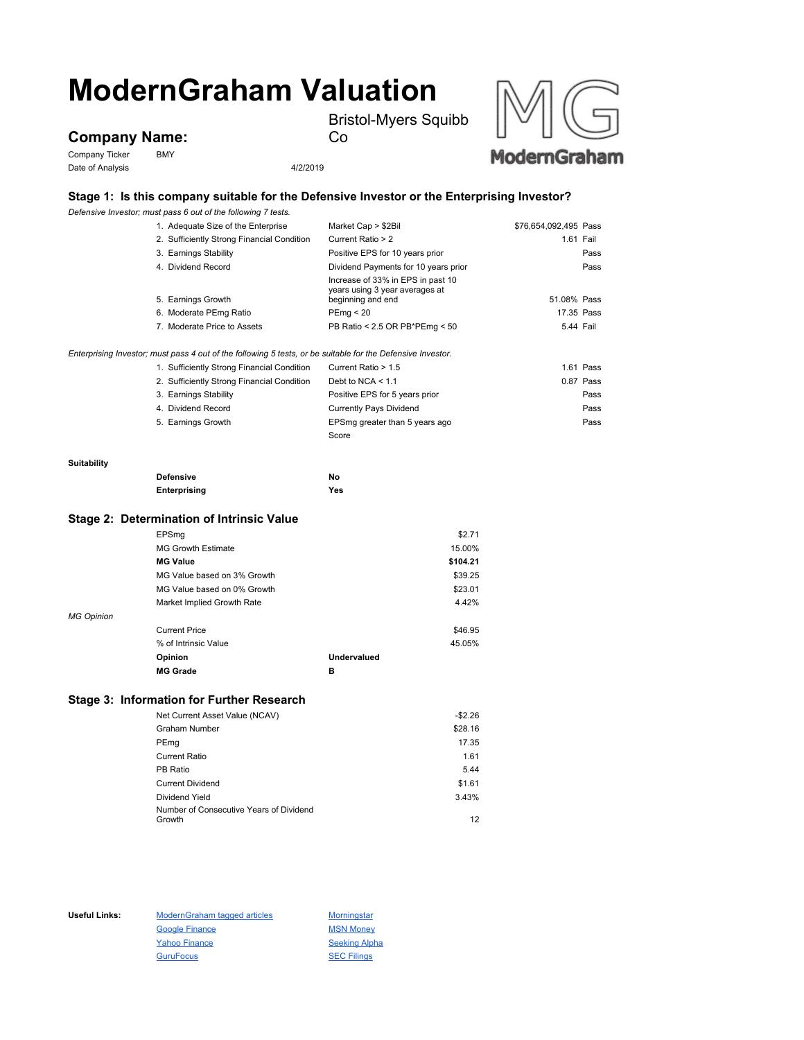# ModernGraham Valuation

## Company Name:

Bristol-Myers Squibb Co

Company Ticker BMY

Date of Analysis 4/2/2019

### Stage 1: Is this company suitable for the Defensive Investor or the Enterprising Investor?

*Defensive Investor; must pass 6 out of the following 7 tests.*

| | | | |
|---|---|---|---|
| 1. Adequate Size of the Enterprise | Market Cap > $2Bil | $76,654,092,495 | Pass |
| 2. Sufficiently Strong Financial Condition | Current Ratio > 2 | 1.61 | Fail |
| 3. Earnings Stability | Positive EPS for 10 years prior | | Pass |
| 4. Dividend Record | Dividend Payments for 10 years prior | | Pass |
| 5. Earnings Growth | Increase of 33% in EPS in past 10 years using 3 year averages at beginning and end | 51.08% | Pass |
| 6. Moderate PEmg Ratio | PEmg < 20 | 17.35 | Pass |
| 7. Moderate Price to Assets | PB Ratio < 2.5 OR PB*PEmg < 50 | 5.44 | Fail |

*Enterprising Investor; must pass 4 out of the following 5 tests, or be suitable for the Defensive Investor.*

| | | | |
|---|---|---|---|
| 1. Sufficiently Strong Financial Condition | Current Ratio > 1.5 | 1.61 | Pass |
| 2. Sufficiently Strong Financial Condition | Debt to NCA < 1.1 | 0.87 | Pass |
| 3. Earnings Stability | Positive EPS for 5 years prior | | Pass |
| 4. Dividend Record | Currently Pays Dividend | | Pass |
| 5. Earnings Growth | EPSmg greater than 5 years ago | | Pass |
| | Score | | |

**Suitability**

| | |
|---|---|
| **Defensive** | **No** |
| **Enterprising** | **Yes** |

### Stage 2: Determination of Intrinsic Value

| | |
|---|---|
| EPSmg | $2.71 |
| MG Growth Estimate | 15.00% |
| **MG Value** | **$104.21** |
| MG Value based on 3% Growth | $39.25 |
| MG Value based on 0% Growth | $23.01 |
| Market Implied Growth Rate | 4.42% |

*MG Opinion*

| | |
|---|---|
| Current Price | $46.95 |
| % of Intrinsic Value | 45.05% |
| **Opinion** | **Undervalued** |
| **MG Grade** | **B** |

### Stage 3: Information for Further Research

| | |
|---|---|
| Net Current Asset Value (NCAV) | -$2.26 |
| Graham Number | $28.16 |
| PEmg | 17.35 |
| Current Ratio | 1.61 |
| PB Ratio | 5.44 |
| Current Dividend | $1.61 |
| Dividend Yield | 3.43% |
| Number of Consecutive Years of Dividend Growth | 12 |

**Useful Links:**

ModernGraham tagged articles
Morningstar
Google Finance
MSN Money
Yahoo Finance
Seeking Alpha
GuruFocus
SEC Filings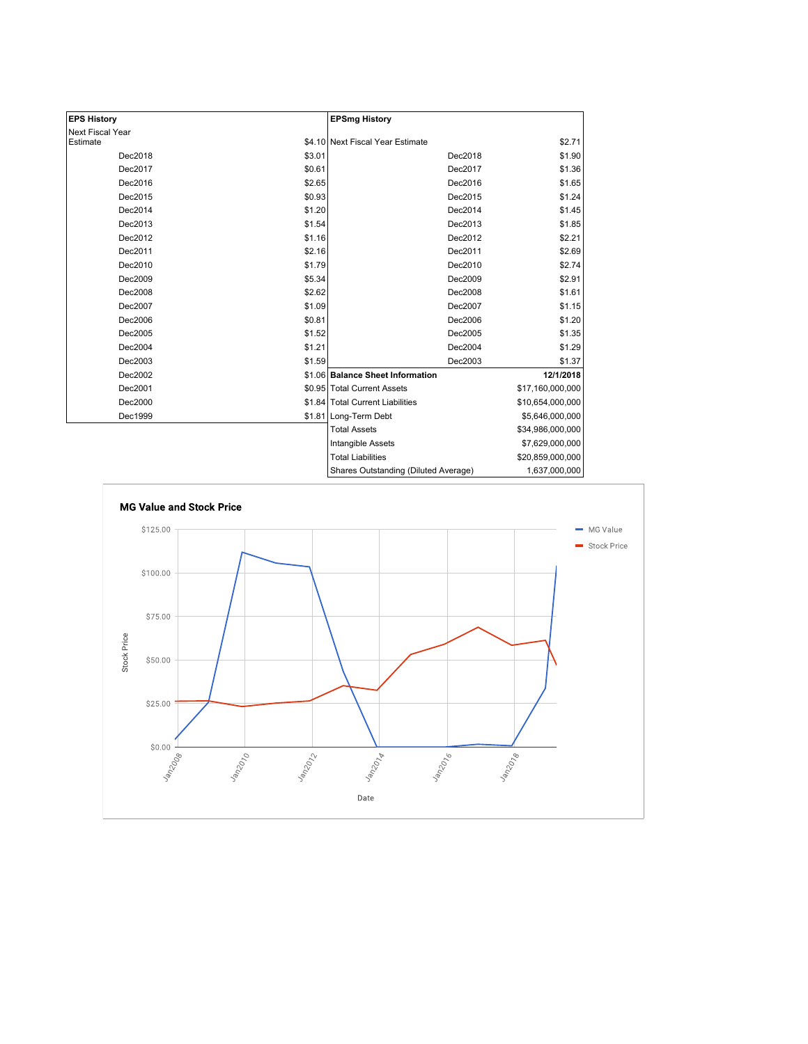| EPS History | |
|---|---|
| Next Fiscal Year Estimate | $4.10 |
| Dec2018 | $3.01 |
| Dec2017 | $0.61 |
| Dec2016 | $2.65 |
| Dec2015 | $0.93 |
| Dec2014 | $1.20 |
| Dec2013 | $1.54 |
| Dec2012 | $1.16 |
| Dec2011 | $2.16 |
| Dec2010 | $1.79 |
| Dec2009 | $5.34 |
| Dec2008 | $2.62 |
| Dec2007 | $1.09 |
| Dec2006 | $0.81 |
| Dec2005 | $1.52 |
| Dec2004 | $1.21 |
| Dec2003 | $1.59 |
| Dec2002 | $1.06 |
| Dec2001 | $0.95 |
| Dec2000 | $1.84 |
| Dec1999 | $1.81 |

| EPSmg History | |
|---|---|
| Next Fiscal Year Estimate | $2.71 |
| Dec2018 | $1.90 |
| Dec2017 | $1.36 |
| Dec2016 | $1.65 |
| Dec2015 | $1.24 |
| Dec2014 | $1.45 |
| Dec2013 | $1.85 |
| Dec2012 | $2.21 |
| Dec2011 | $2.69 |
| Dec2010 | $2.74 |
| Dec2009 | $2.91 |
| Dec2008 | $1.61 |
| Dec2007 | $1.15 |
| Dec2006 | $1.20 |
| Dec2005 | $1.35 |
| Dec2004 | $1.29 |
| Dec2003 | $1.37 |

| Balance Sheet Information | 12/1/2018 |
|---|---|
| Total Current Assets | $17,160,000,000 |
| Total Current Liabilities | $10,654,000,000 |
| Long-Term Debt | $5,646,000,000 |
| Total Assets | $34,986,000,000 |
| Intangible Assets | $7,629,000,000 |
| Total Liabilities | $20,859,000,000 |
| Shares Outstanding (Diluted Average) | 1,637,000,000 |

**MG Value and Stock Price**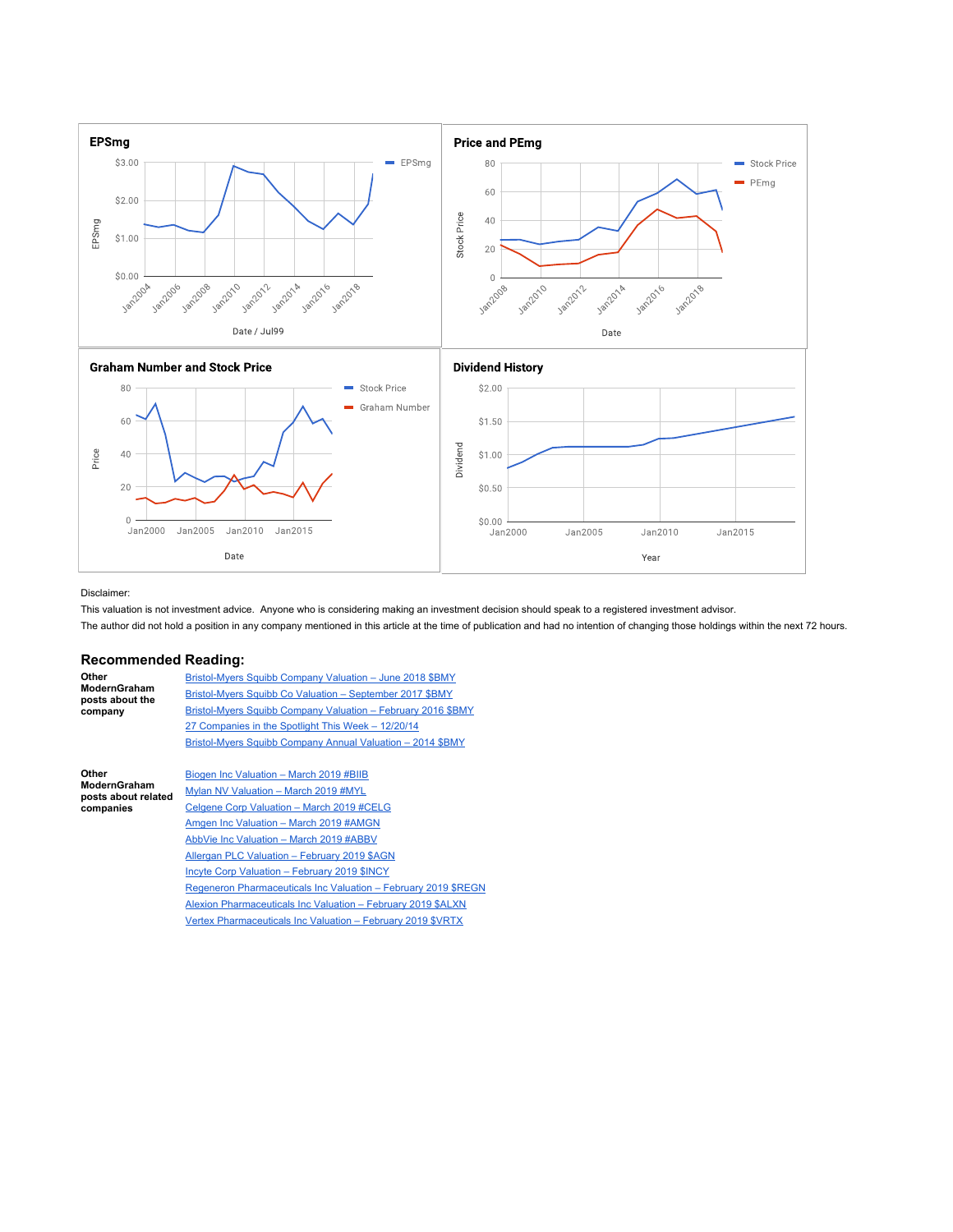## EPSmg

$3.00
$2.00
$1.00
$0.00

EPSmg

Jan2004
Jan2006
Jan2008
Jan2010
Jan2012
Jan2014
Jan2016
Jan2018

Date / Jul99

## Price and PEmg

80
60
40
20
0

Stock Price

Stock Price
PEmg

Jan2008
Jan2010
Jan2012
Jan2014
Jan2016
Jan2018

Date

## Graham Number and Stock Price

80
60
40
20
0

Price

Stock Price
Graham Number

Jan2000
Jan2005
Jan2010
Jan2015

Date

## Dividend History

$2.00
$1.50
$1.00
$0.50
$0.00

Dividend

Jan2000
Jan2005
Jan2010
Jan2015

Year

Disclaimer:

This valuation is not investment advice. Anyone who is considering making an investment decision should speak to a registered investment advisor.

The author did not hold a position in any company mentioned in this article at the time of publication and had no intention of changing those holdings within the next 72 hours.

## Recommended Reading:

| | |
|---|---|
| **Other ModernGraham posts about the company** | Bristol-Myers Squibb Company Valuation – June 2018 $BMY<br>Bristol-Myers Squibb Co Valuation – September 2017 $BMY<br>Bristol-Myers Squibb Company Valuation – February 2016 $BMY<br>27 Companies in the Spotlight This Week – 12/20/14<br>Bristol-Myers Squibb Company Annual Valuation – 2014 $BMY |
| **Other ModernGraham posts about related companies** | Biogen Inc Valuation – March 2019 #BIIB<br>Mylan NV Valuation – March 2019 #MYL<br>Celgene Corp Valuation – March 2019 #CELG<br>Amgen Inc Valuation – March 2019 #AMGN<br>AbbVie Inc Valuation – March 2019 #ABBV<br>Allergan PLC Valuation – February 2019 $AGN<br>Incyte Corp Valuation – February 2019 $INCY<br>Regeneron Pharmaceuticals Inc Valuation – February 2019 $REGN<br>Alexion Pharmaceuticals Inc Valuation – February 2019 $ALXN<br>Vertex Pharmaceuticals Inc Valuation – February 2019 $VRTX |